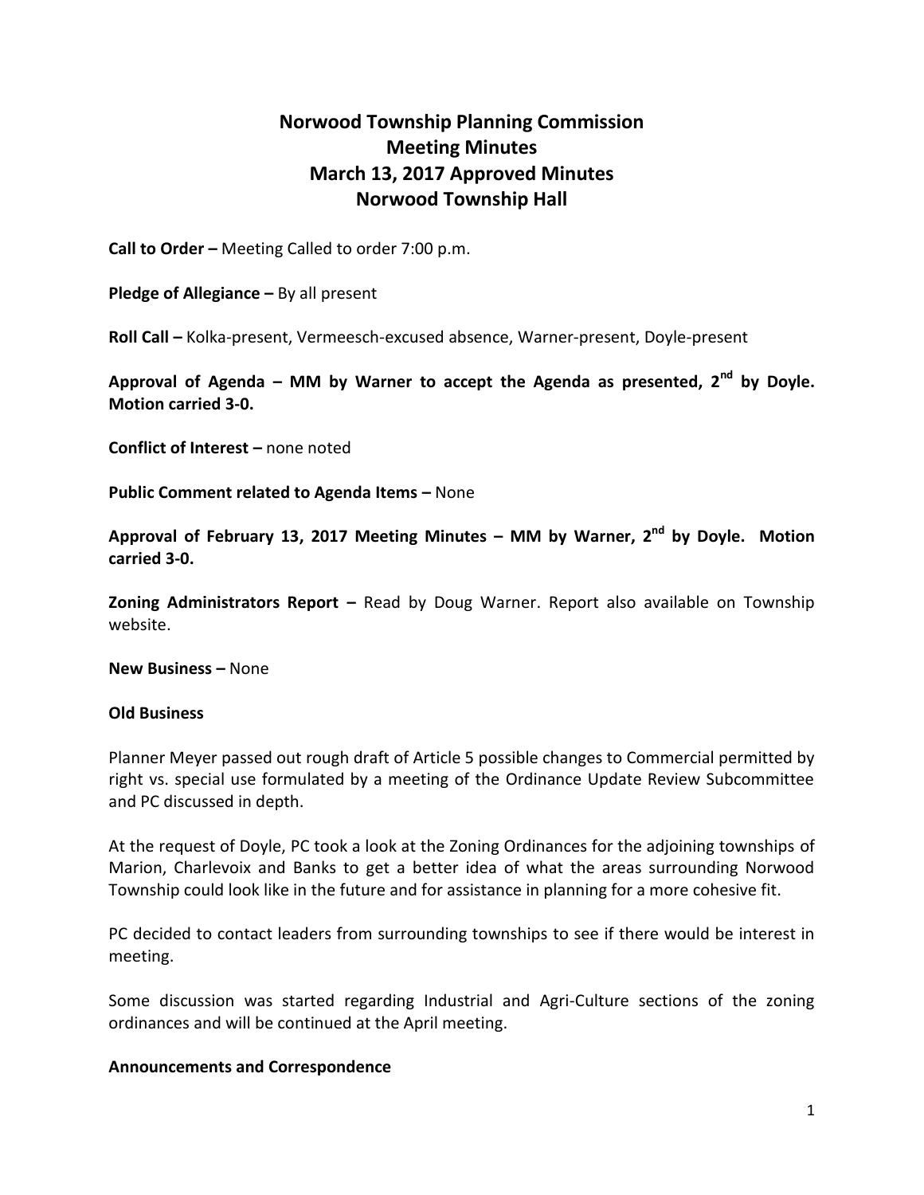# Norwood Township Planning Commission
# Meeting Minutes
# March 13, 2017 Approved Minutes
# Norwood Township Hall

**Call to Order –** Meeting Called to order 7:00 p.m.

**Pledge of Allegiance –** By all present

**Roll Call –** Kolka-present, Vermeesch-excused absence, Warner-present, Doyle-present

**Approval of Agenda – MM by Warner to accept the Agenda as presented, 2nd by Doyle. Motion carried 3-0.**

**Conflict of Interest –** none noted

**Public Comment related to Agenda Items –** None

**Approval of February 13, 2017 Meeting Minutes – MM by Warner, 2nd by Doyle. Motion carried 3-0.**

**Zoning Administrators Report –** Read by Doug Warner. Report also available on Township website.

**New Business –** None

**Old Business**

Planner Meyer passed out rough draft of Article 5 possible changes to Commercial permitted by right vs. special use formulated by a meeting of the Ordinance Update Review Subcommittee and PC discussed in depth.

At the request of Doyle, PC took a look at the Zoning Ordinances for the adjoining townships of Marion, Charlevoix and Banks to get a better idea of what the areas surrounding Norwood Township could look like in the future and for assistance in planning for a more cohesive fit.

PC decided to contact leaders from surrounding townships to see if there would be interest in meeting.

Some discussion was started regarding Industrial and Agri-Culture sections of the zoning ordinances and will be continued at the April meeting.

**Announcements and Correspondence**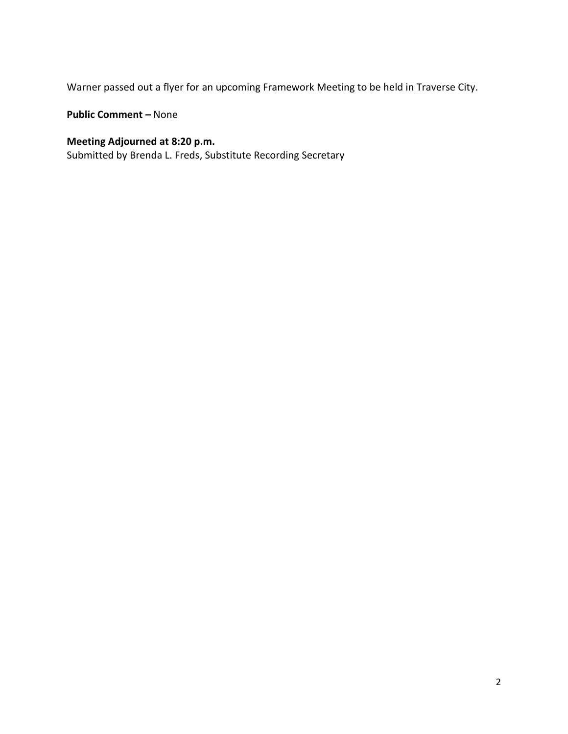Warner passed out a flyer for an upcoming Framework Meeting to be held in Traverse City.

**Public Comment –** None

**Meeting Adjourned at 8:20 p.m.**
Submitted by Brenda L. Freds, Substitute Recording Secretary